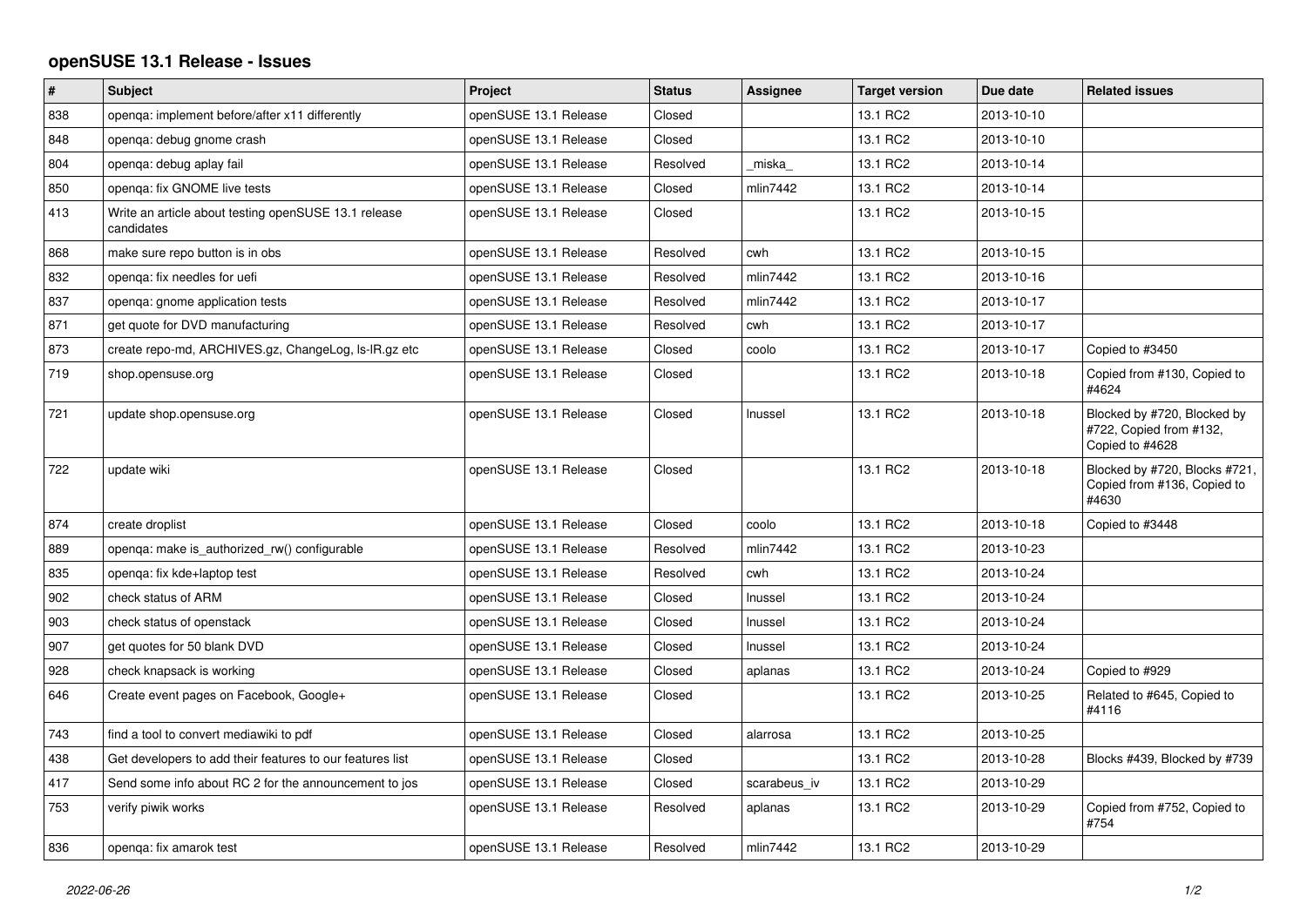## openSUSE 13.1 Release - Issues

| # | Subject | Project | Status | Assignee | Target version | Due date | Related issues |
|---|---|---|---|---|---|---|---|
| 838 | openqa: implement before/after x11 differently | openSUSE 13.1 Release | Closed | | 13.1 RC2 | 2013-10-10 | |
| 848 | openqa: debug gnome crash | openSUSE 13.1 Release | Closed | | 13.1 RC2 | 2013-10-10 | |
| 804 | openqa: debug aplay fail | openSUSE 13.1 Release | Resolved | _miska_ | 13.1 RC2 | 2013-10-14 | |
| 850 | openqa: fix GNOME live tests | openSUSE 13.1 Release | Closed | mlin7442 | 13.1 RC2 | 2013-10-14 | |
| 413 | Write an article about testing openSUSE 13.1 release candidates | openSUSE 13.1 Release | Closed | | 13.1 RC2 | 2013-10-15 | |
| 868 | make sure repo button is in obs | openSUSE 13.1 Release | Resolved | cwh | 13.1 RC2 | 2013-10-15 | |
| 832 | openqa: fix needles for uefi | openSUSE 13.1 Release | Resolved | mlin7442 | 13.1 RC2 | 2013-10-16 | |
| 837 | openqa: gnome application tests | openSUSE 13.1 Release | Resolved | mlin7442 | 13.1 RC2 | 2013-10-17 | |
| 871 | get quote for DVD manufacturing | openSUSE 13.1 Release | Resolved | cwh | 13.1 RC2 | 2013-10-17 | |
| 873 | create repo-md, ARCHIVES.gz, ChangeLog, ls-lR.gz etc | openSUSE 13.1 Release | Closed | coolo | 13.1 RC2 | 2013-10-17 | Copied to #3450 |
| 719 | shop.opensuse.org | openSUSE 13.1 Release | Closed | | 13.1 RC2 | 2013-10-18 | Copied from #130, Copied to #4624 |
| 721 | update shop.opensuse.org | openSUSE 13.1 Release | Closed | lnussel | 13.1 RC2 | 2013-10-18 | Blocked by #720, Blocked by #722, Copied from #132, Copied to #4628 |
| 722 | update wiki | openSUSE 13.1 Release | Closed | | 13.1 RC2 | 2013-10-18 | Blocked by #720, Blocks #721, Copied from #136, Copied to #4630 |
| 874 | create droplist | openSUSE 13.1 Release | Closed | coolo | 13.1 RC2 | 2013-10-18 | Copied to #3448 |
| 889 | openqa: make is_authorized_rw() configurable | openSUSE 13.1 Release | Resolved | mlin7442 | 13.1 RC2 | 2013-10-23 | |
| 835 | openqa: fix kde+laptop test | openSUSE 13.1 Release | Resolved | cwh | 13.1 RC2 | 2013-10-24 | |
| 902 | check status of ARM | openSUSE 13.1 Release | Closed | lnussel | 13.1 RC2 | 2013-10-24 | |
| 903 | check status of openstack | openSUSE 13.1 Release | Closed | lnussel | 13.1 RC2 | 2013-10-24 | |
| 907 | get quotes for 50 blank DVD | openSUSE 13.1 Release | Closed | lnussel | 13.1 RC2 | 2013-10-24 | |
| 928 | check knapsack is working | openSUSE 13.1 Release | Closed | aplanas | 13.1 RC2 | 2013-10-24 | Copied to #929 |
| 646 | Create event pages on Facebook, Google+ | openSUSE 13.1 Release | Closed | | 13.1 RC2 | 2013-10-25 | Related to #645, Copied to #4116 |
| 743 | find a tool to convert mediawiki to pdf | openSUSE 13.1 Release | Closed | alarrosa | 13.1 RC2 | 2013-10-25 | |
| 438 | Get developers to add their features to our features list | openSUSE 13.1 Release | Closed | | 13.1 RC2 | 2013-10-28 | Blocks #439, Blocked by #739 |
| 417 | Send some info about RC 2 for the announcement to jos | openSUSE 13.1 Release | Closed | scarabeus_iv | 13.1 RC2 | 2013-10-29 | |
| 753 | verify piwik works | openSUSE 13.1 Release | Resolved | aplanas | 13.1 RC2 | 2013-10-29 | Copied from #752, Copied to #754 |
| 836 | openqa: fix amarok test | openSUSE 13.1 Release | Resolved | mlin7442 | 13.1 RC2 | 2013-10-29 | |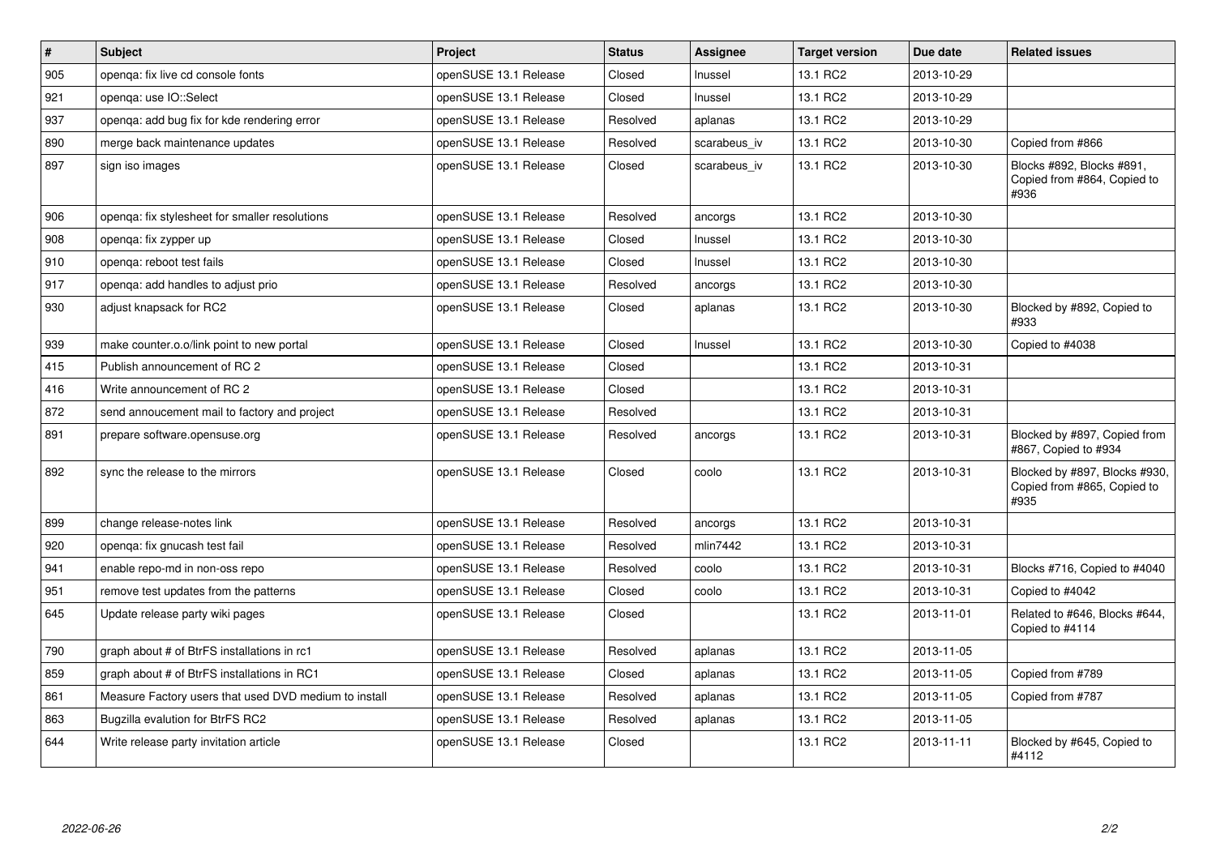| # | Subject | Project | Status | Assignee | Target version | Due date | Related issues |
|---|---|---|---|---|---|---|---|
| 905 | openqa: fix live cd console fonts | openSUSE 13.1 Release | Closed | lnussel | 13.1 RC2 | 2013-10-29 | |
| 921 | openqa: use IO::Select | openSUSE 13.1 Release | Closed | lnussel | 13.1 RC2 | 2013-10-29 | |
| 937 | openqa: add bug fix for kde rendering error | openSUSE 13.1 Release | Resolved | aplanas | 13.1 RC2 | 2013-10-29 | |
| 890 | merge back maintenance updates | openSUSE 13.1 Release | Resolved | scarabeus_iv | 13.1 RC2 | 2013-10-30 | Copied from #866 |
| 897 | sign iso images | openSUSE 13.1 Release | Closed | scarabeus_iv | 13.1 RC2 | 2013-10-30 | Blocks #892, Blocks #891, Copied from #864, Copied to #936 |
| 906 | openqa: fix stylesheet for smaller resolutions | openSUSE 13.1 Release | Resolved | ancorgs | 13.1 RC2 | 2013-10-30 | |
| 908 | openqa: fix zypper up | openSUSE 13.1 Release | Closed | lnussel | 13.1 RC2 | 2013-10-30 | |
| 910 | openqa: reboot test fails | openSUSE 13.1 Release | Closed | lnussel | 13.1 RC2 | 2013-10-30 | |
| 917 | openqa: add handles to adjust prio | openSUSE 13.1 Release | Resolved | ancorgs | 13.1 RC2 | 2013-10-30 | |
| 930 | adjust knapsack for RC2 | openSUSE 13.1 Release | Closed | aplanas | 13.1 RC2 | 2013-10-30 | Blocked by #892, Copied to #933 |
| 939 | make counter.o.o/link point to new portal | openSUSE 13.1 Release | Closed | lnussel | 13.1 RC2 | 2013-10-30 | Copied to #4038 |
| 415 | Publish announcement of RC 2 | openSUSE 13.1 Release | Closed | | 13.1 RC2 | 2013-10-31 | |
| 416 | Write announcement of RC 2 | openSUSE 13.1 Release | Closed | | 13.1 RC2 | 2013-10-31 | |
| 872 | send annoucement mail to factory and project | openSUSE 13.1 Release | Resolved | | 13.1 RC2 | 2013-10-31 | |
| 891 | prepare software.opensuse.org | openSUSE 13.1 Release | Resolved | ancorgs | 13.1 RC2 | 2013-10-31 | Blocked by #897, Copied from #867, Copied to #934 |
| 892 | sync the release to the mirrors | openSUSE 13.1 Release | Closed | coolo | 13.1 RC2 | 2013-10-31 | Blocked by #897, Blocks #930, Copied from #865, Copied to #935 |
| 899 | change release-notes link | openSUSE 13.1 Release | Resolved | ancorgs | 13.1 RC2 | 2013-10-31 | |
| 920 | openqa: fix gnucash test fail | openSUSE 13.1 Release | Resolved | mlin7442 | 13.1 RC2 | 2013-10-31 | |
| 941 | enable repo-md in non-oss repo | openSUSE 13.1 Release | Resolved | coolo | 13.1 RC2 | 2013-10-31 | Blocks #716, Copied to #4040 |
| 951 | remove test updates from the patterns | openSUSE 13.1 Release | Closed | coolo | 13.1 RC2 | 2013-10-31 | Copied to #4042 |
| 645 | Update release party wiki pages | openSUSE 13.1 Release | Closed | | 13.1 RC2 | 2013-11-01 | Related to #646, Blocks #644, Copied to #4114 |
| 790 | graph about # of BtrFS installations in rc1 | openSUSE 13.1 Release | Resolved | aplanas | 13.1 RC2 | 2013-11-05 | |
| 859 | graph about # of BtrFS installations in RC1 | openSUSE 13.1 Release | Closed | aplanas | 13.1 RC2 | 2013-11-05 | Copied from #789 |
| 861 | Measure Factory users that used DVD medium to install | openSUSE 13.1 Release | Resolved | aplanas | 13.1 RC2 | 2013-11-05 | Copied from #787 |
| 863 | Bugzilla evalution for BtrFS RC2 | openSUSE 13.1 Release | Resolved | aplanas | 13.1 RC2 | 2013-11-05 | |
| 644 | Write release party invitation article | openSUSE 13.1 Release | Closed | | 13.1 RC2 | 2013-11-11 | Blocked by #645, Copied to #4112 |